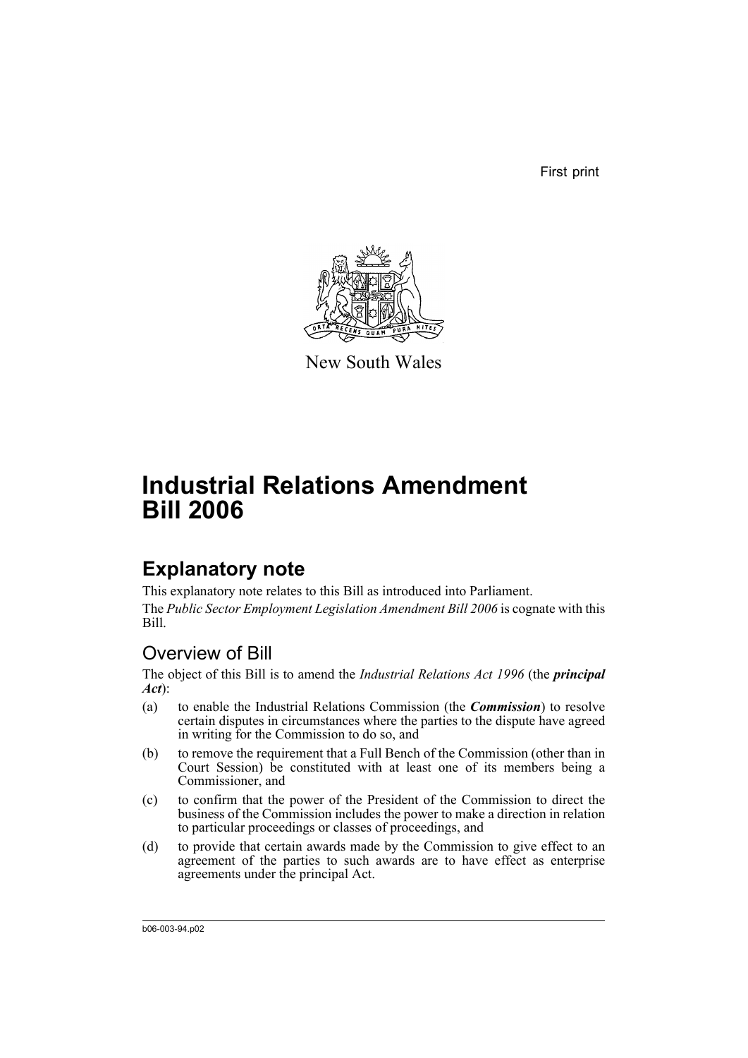First print

New South Wales

# Industrial Relations Amendment Bill 2006

## Explanatory note

This explanatory note relates to this Bill as introduced into Parliament.

The *Public Sector Employment Legislation Amendment Bill 2006* is cognate with this Bill.

### Overview of Bill

The object of this Bill is to amend the *Industrial Relations Act 1996* (the ***principal Act***):

(a) to enable the Industrial Relations Commission (the ***Commission***) to resolve certain disputes in circumstances where the parties to the dispute have agreed in writing for the Commission to do so, and

(b) to remove the requirement that a Full Bench of the Commission (other than in Court Session) be constituted with at least one of its members being a Commissioner, and

(c) to confirm that the power of the President of the Commission to direct the business of the Commission includes the power to make a direction in relation to particular proceedings or classes of proceedings, and

(d) to provide that certain awards made by the Commission to give effect to an agreement of the parties to such awards are to have effect as enterprise agreements under the principal Act.

b06-003-94.p02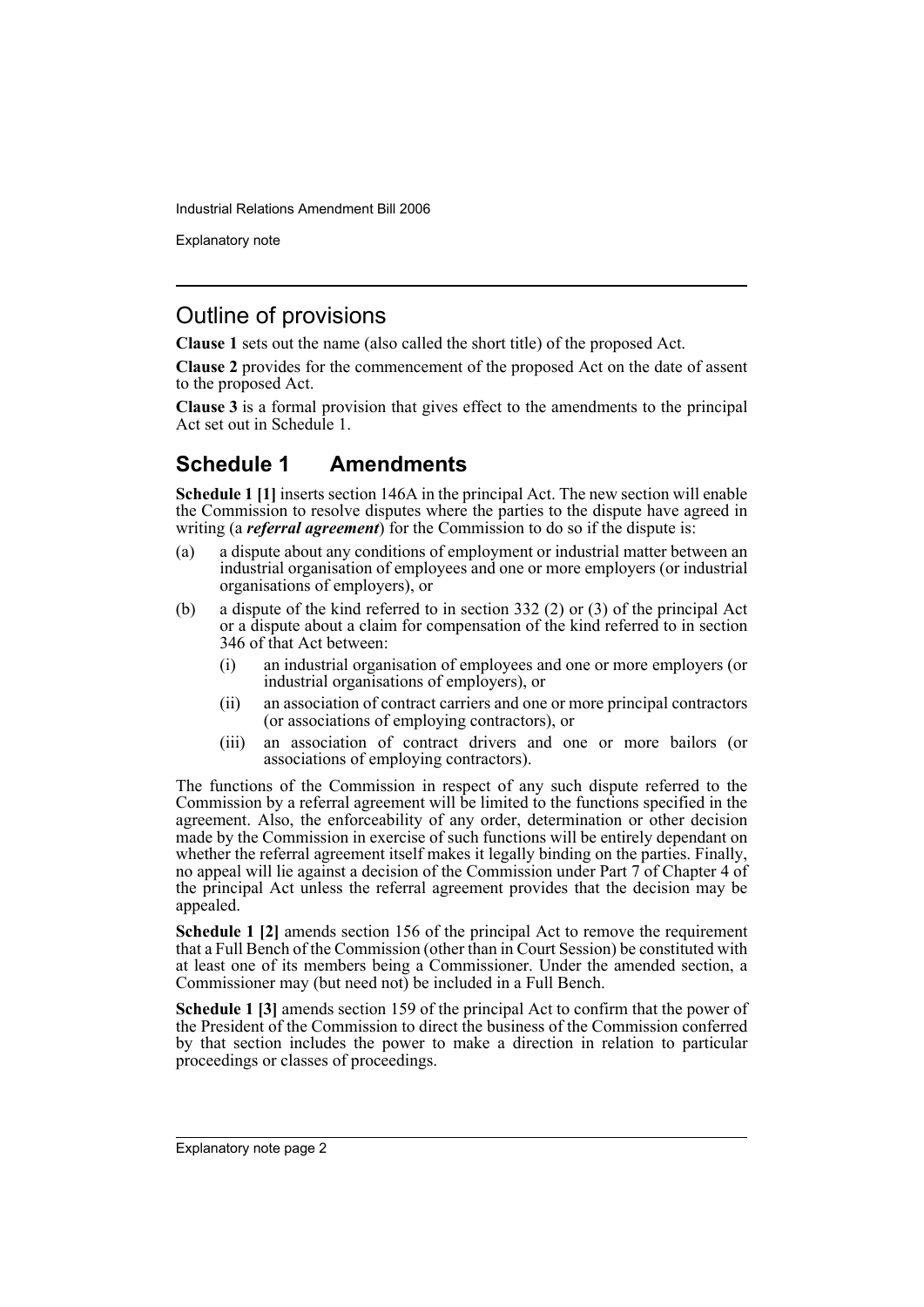## Outline of provisions

**Clause 1** sets out the name (also called the short title) of the proposed Act.

**Clause 2** provides for the commencement of the proposed Act on the date of assent to the proposed Act.

**Clause 3** is a formal provision that gives effect to the amendments to the principal Act set out in Schedule 1.

## Schedule 1 Amendments

**Schedule 1 [1]** inserts section 146A in the principal Act. The new section will enable the Commission to resolve disputes where the parties to the dispute have agreed in writing (a ***referral agreement***) for the Commission to do so if the dispute is:

(a) a dispute about any conditions of employment or industrial matter between an industrial organisation of employees and one or more employers (or industrial organisations of employers), or

(b) a dispute of the kind referred to in section 332 (2) or (3) of the principal Act or a dispute about a claim for compensation of the kind referred to in section 346 of that Act between:

  (i) an industrial organisation of employees and one or more employers (or industrial organisations of employers), or

  (ii) an association of contract carriers and one or more principal contractors (or associations of employing contractors), or

  (iii) an association of contract drivers and one or more bailors (or associations of employing contractors).

The functions of the Commission in respect of any such dispute referred to the Commission by a referral agreement will be limited to the functions specified in the agreement. Also, the enforceability of any order, determination or other decision made by the Commission in exercise of such functions will be entirely dependant on whether the referral agreement itself makes it legally binding on the parties. Finally, no appeal will lie against a decision of the Commission under Part 7 of Chapter 4 of the principal Act unless the referral agreement provides that the decision may be appealed.

**Schedule 1 [2]** amends section 156 of the principal Act to remove the requirement that a Full Bench of the Commission (other than in Court Session) be constituted with at least one of its members being a Commissioner. Under the amended section, a Commissioner may (but need not) be included in a Full Bench.

**Schedule 1 [3]** amends section 159 of the principal Act to confirm that the power of the President of the Commission to direct the business of the Commission conferred by that section includes the power to make a direction in relation to particular proceedings or classes of proceedings.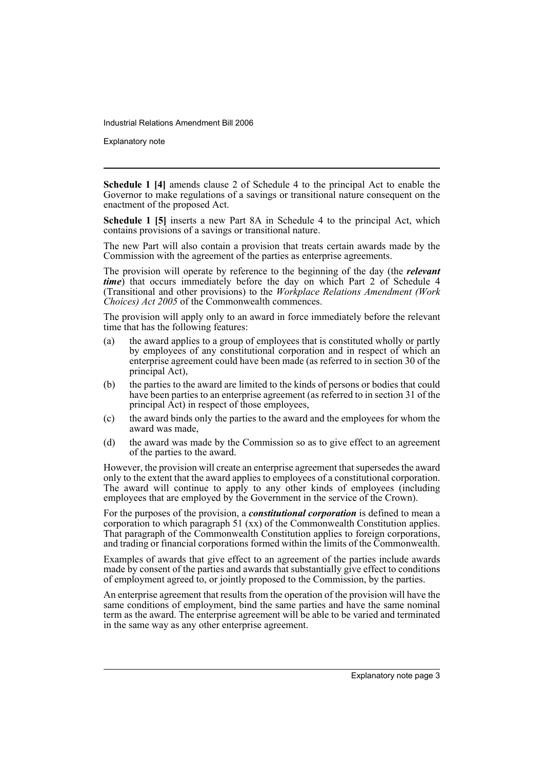**Schedule 1 [4]** amends clause 2 of Schedule 4 to the principal Act to enable the Governor to make regulations of a savings or transitional nature consequent on the enactment of the proposed Act.

**Schedule 1 [5]** inserts a new Part 8A in Schedule 4 to the principal Act, which contains provisions of a savings or transitional nature.

The new Part will also contain a provision that treats certain awards made by the Commission with the agreement of the parties as enterprise agreements.

The provision will operate by reference to the beginning of the day (the ***relevant time***) that occurs immediately before the day on which Part 2 of Schedule 4 (Transitional and other provisions) to the *Workplace Relations Amendment (Work Choices) Act 2005* of the Commonwealth commences.

The provision will apply only to an award in force immediately before the relevant time that has the following features:

(a) the award applies to a group of employees that is constituted wholly or partly by employees of any constitutional corporation and in respect of which an enterprise agreement could have been made (as referred to in section 30 of the principal Act),

(b) the parties to the award are limited to the kinds of persons or bodies that could have been parties to an enterprise agreement (as referred to in section 31 of the principal Act) in respect of those employees,

(c) the award binds only the parties to the award and the employees for whom the award was made,

(d) the award was made by the Commission so as to give effect to an agreement of the parties to the award.

However, the provision will create an enterprise agreement that supersedes the award only to the extent that the award applies to employees of a constitutional corporation. The award will continue to apply to any other kinds of employees (including employees that are employed by the Government in the service of the Crown).

For the purposes of the provision, a ***constitutional corporation*** is defined to mean a corporation to which paragraph 51 (xx) of the Commonwealth Constitution applies. That paragraph of the Commonwealth Constitution applies to foreign corporations, and trading or financial corporations formed within the limits of the Commonwealth.

Examples of awards that give effect to an agreement of the parties include awards made by consent of the parties and awards that substantially give effect to conditions of employment agreed to, or jointly proposed to the Commission, by the parties.

An enterprise agreement that results from the operation of the provision will have the same conditions of employment, bind the same parties and have the same nominal term as the award. The enterprise agreement will be able to be varied and terminated in the same way as any other enterprise agreement.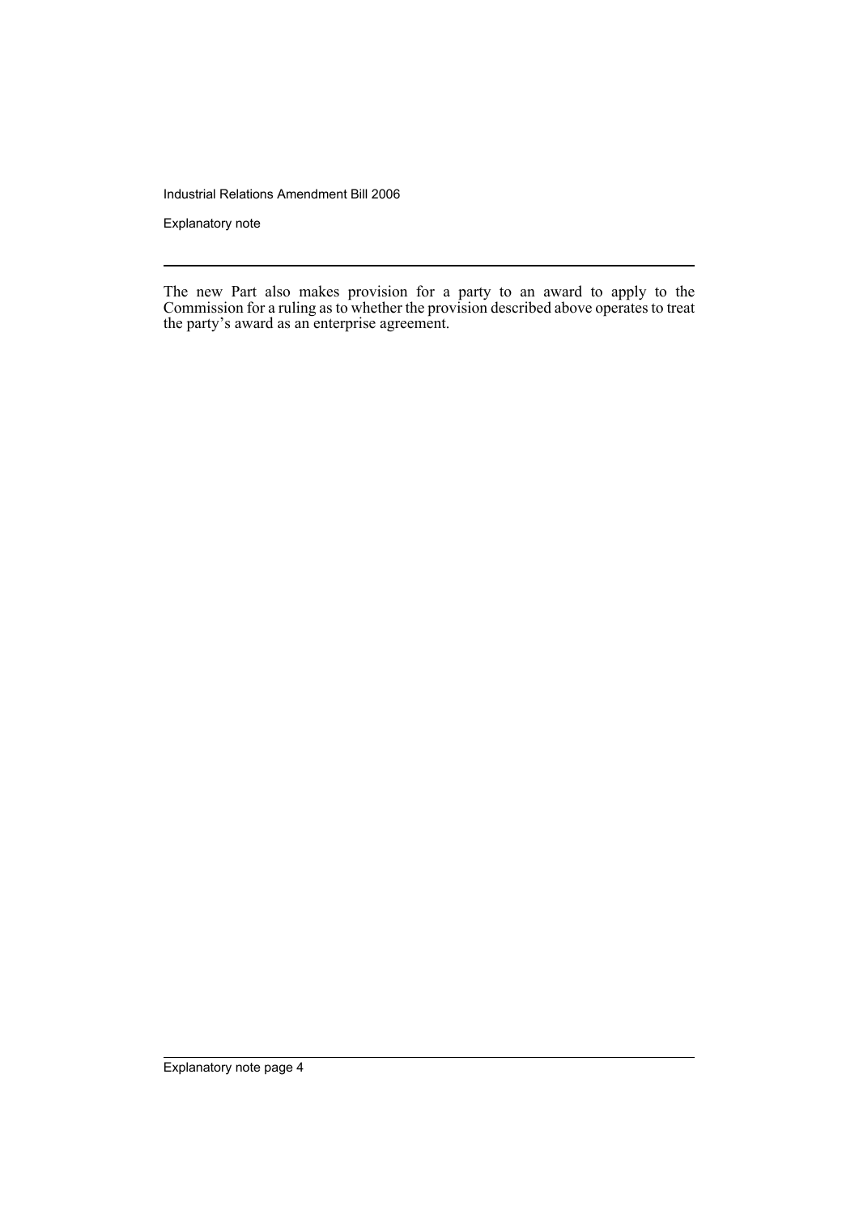The new Part also makes provision for a party to an award to apply to the Commission for a ruling as to whether the provision described above operates to treat the party's award as an enterprise agreement.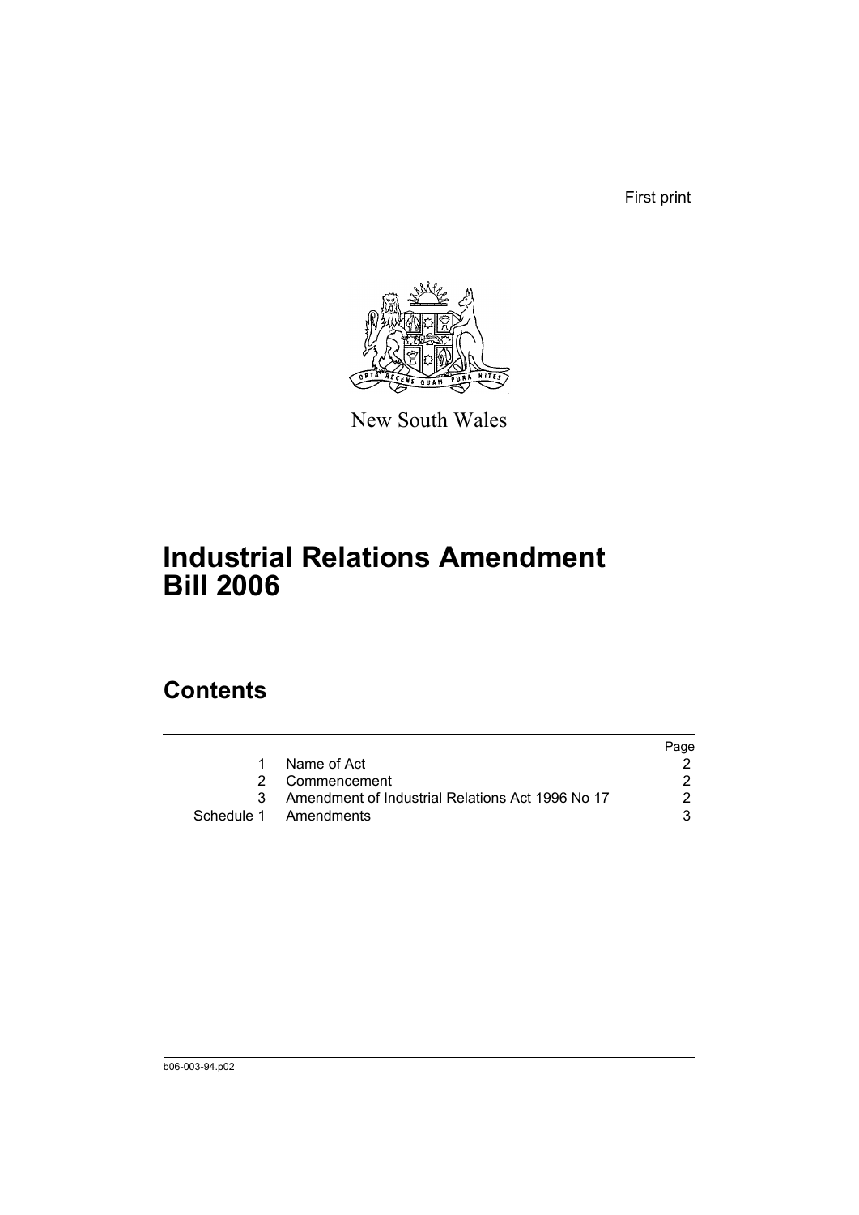First print

New South Wales

# Industrial Relations Amendment Bill 2006

## Contents

| | | Page |
|---|---|---|
| 1 | Name of Act | 2 |
| 2 | Commencement | 2 |
| 3 | Amendment of Industrial Relations Act 1996 No 17 | 2 |
| Schedule 1 | Amendments | 3 |

b06-003-94.p02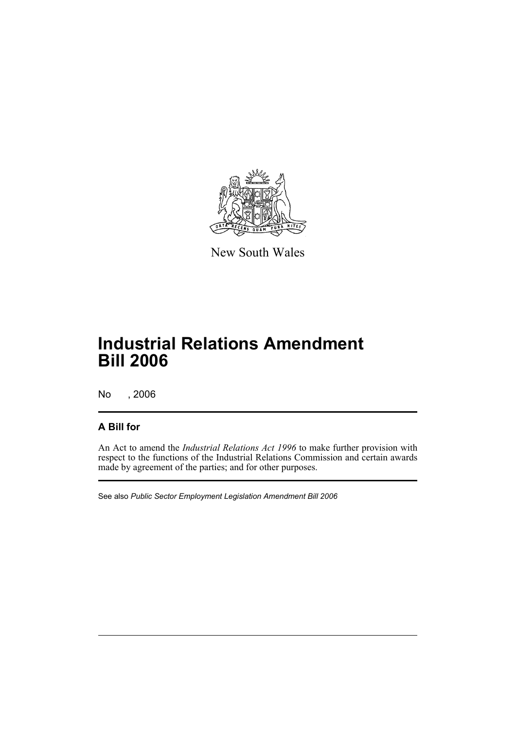New South Wales

# Industrial Relations Amendment Bill 2006

No , 2006

## A Bill for

An Act to amend the *Industrial Relations Act 1996* to make further provision with respect to the functions of the Industrial Relations Commission and certain awards made by agreement of the parties; and for other purposes.

See also *Public Sector Employment Legislation Amendment Bill 2006*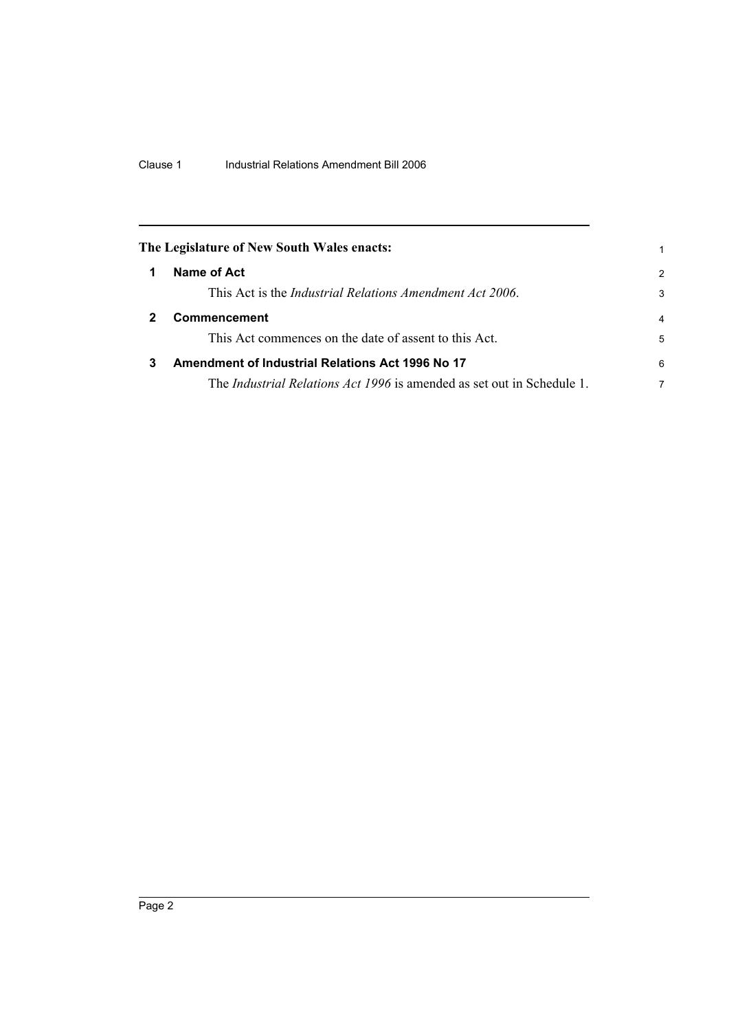**The Legislature of New South Wales enacts:**

## 1 Name of Act

This Act is the *Industrial Relations Amendment Act 2006*.

## 2 Commencement

This Act commences on the date of assent to this Act.

## 3 Amendment of Industrial Relations Act 1996 No 17

The *Industrial Relations Act 1996* is amended as set out in Schedule 1.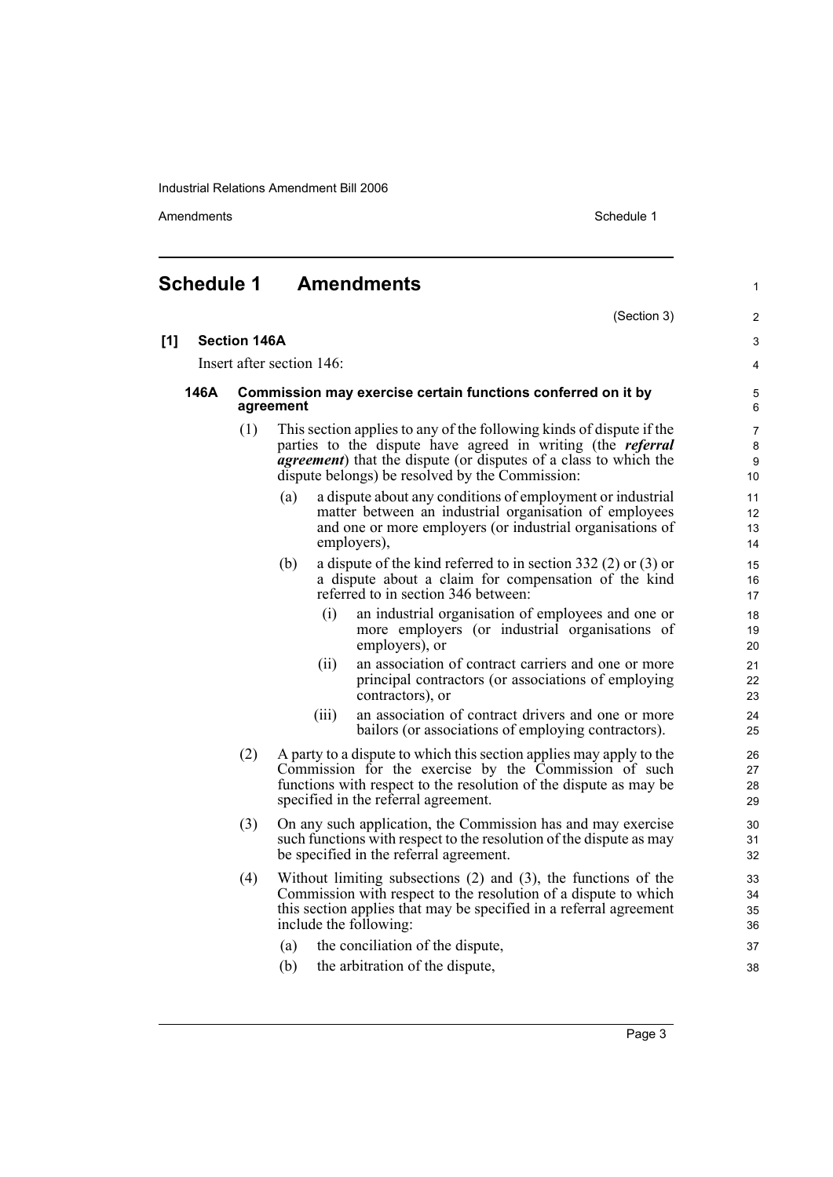# Schedule 1 Amendments

(Section 3)

## [1] Section 146A

Insert after section 146:

### 146A Commission may exercise certain functions conferred on it by agreement

(1) This section applies to any of the following kinds of dispute if the parties to the dispute have agreed in writing (the ***referral agreement***) that the dispute (or disputes of a class to which the dispute belongs) be resolved by the Commission:

(a) a dispute about any conditions of employment or industrial matter between an industrial organisation of employees and one or more employers (or industrial organisations of employers),

(b) a dispute of the kind referred to in section 332 (2) or (3) or a dispute about a claim for compensation of the kind referred to in section 346 between:

(i) an industrial organisation of employees and one or more employers (or industrial organisations of employers), or

(ii) an association of contract carriers and one or more principal contractors (or associations of employing contractors), or

(iii) an association of contract drivers and one or more bailors (or associations of employing contractors).

(2) A party to a dispute to which this section applies may apply to the Commission for the exercise by the Commission of such functions with respect to the resolution of the dispute as may be specified in the referral agreement.

(3) On any such application, the Commission has and may exercise such functions with respect to the resolution of the dispute as may be specified in the referral agreement.

(4) Without limiting subsections (2) and (3), the functions of the Commission with respect to the resolution of a dispute to which this section applies that may be specified in a referral agreement include the following:

(a) the conciliation of the dispute,

(b) the arbitration of the dispute,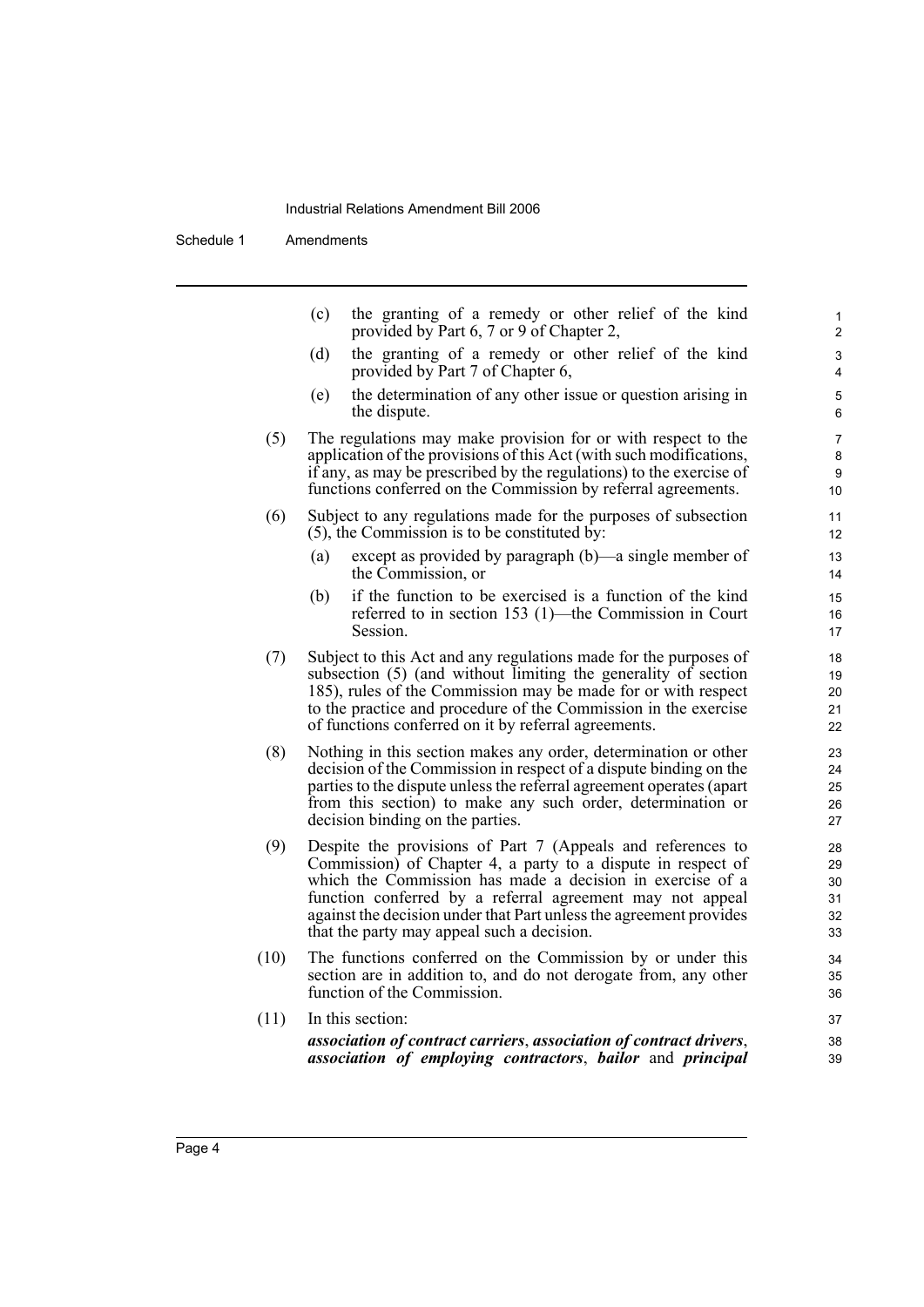(c) the granting of a remedy or other relief of the kind provided by Part 6, 7 or 9 of Chapter 2,

(d) the granting of a remedy or other relief of the kind provided by Part 7 of Chapter 6,

(e) the determination of any other issue or question arising in the dispute.

(5) The regulations may make provision for or with respect to the application of the provisions of this Act (with such modifications, if any, as may be prescribed by the regulations) to the exercise of functions conferred on the Commission by referral agreements.

(6) Subject to any regulations made for the purposes of subsection (5), the Commission is to be constituted by:

(a) except as provided by paragraph (b)—a single member of the Commission, or

(b) if the function to be exercised is a function of the kind referred to in section 153 (1)—the Commission in Court Session.

(7) Subject to this Act and any regulations made for the purposes of subsection (5) (and without limiting the generality of section 185), rules of the Commission may be made for or with respect to the practice and procedure of the Commission in the exercise of functions conferred on it by referral agreements.

(8) Nothing in this section makes any order, determination or other decision of the Commission in respect of a dispute binding on the parties to the dispute unless the referral agreement operates (apart from this section) to make any such order, determination or decision binding on the parties.

(9) Despite the provisions of Part 7 (Appeals and references to Commission) of Chapter 4, a party to a dispute in respect of which the Commission has made a decision in exercise of a function conferred by a referral agreement may not appeal against the decision under that Part unless the agreement provides that the party may appeal such a decision.

(10) The functions conferred on the Commission by or under this section are in addition to, and do not derogate from, any other function of the Commission.

(11) In this section:

***association of contract carriers***, ***association of contract drivers***, ***association of employing contractors***, ***bailor*** and ***principal***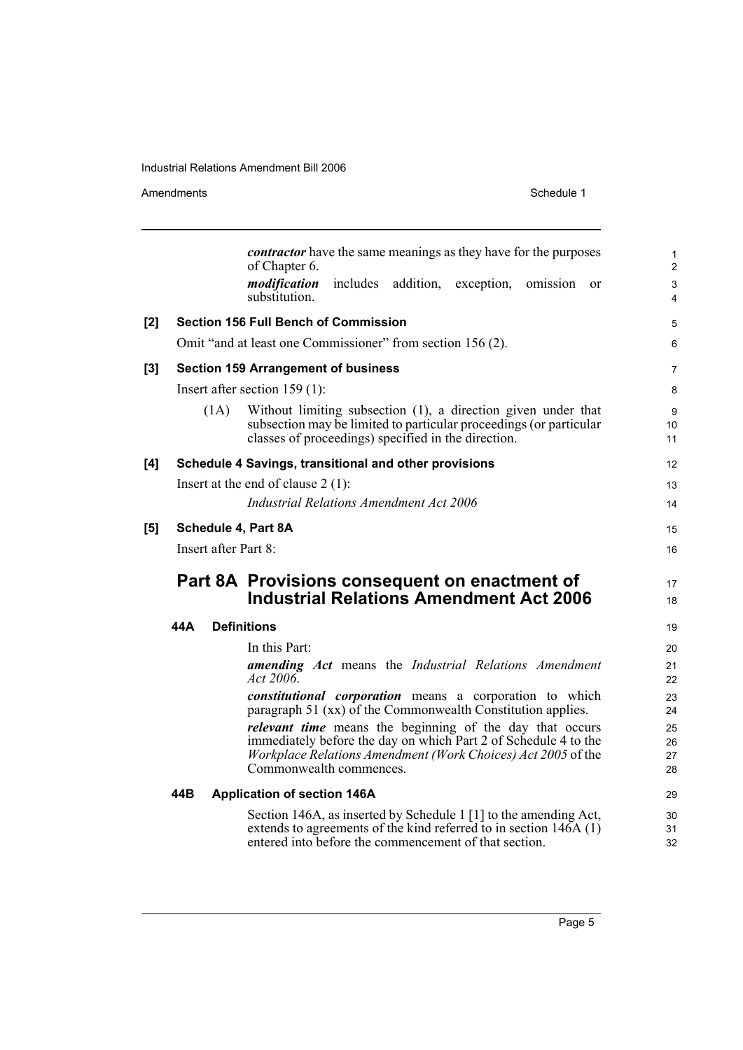***contractor*** have the same meanings as they have for the purposes of Chapter 6.

***modification*** includes addition, exception, omission or substitution.

**[2] Section 156 Full Bench of Commission**

Omit "and at least one Commissioner" from section 156 (2).

**[3] Section 159 Arrangement of business**

Insert after section 159 (1):

(1A) Without limiting subsection (1), a direction given under that subsection may be limited to particular proceedings (or particular classes of proceedings) specified in the direction.

**[4] Schedule 4 Savings, transitional and other provisions**

Insert at the end of clause 2 (1):

*Industrial Relations Amendment Act 2006*

**[5] Schedule 4, Part 8A**

Insert after Part 8:

## Part 8A Provisions consequent on enactment of Industrial Relations Amendment Act 2006

### 44A Definitions

In this Part:

***amending Act*** means the *Industrial Relations Amendment Act 2006*.

***constitutional corporation*** means a corporation to which paragraph 51 (xx) of the Commonwealth Constitution applies.

***relevant time*** means the beginning of the day that occurs immediately before the day on which Part 2 of Schedule 4 to the *Workplace Relations Amendment (Work Choices) Act 2005* of the Commonwealth commences.

### 44B Application of section 146A

Section 146A, as inserted by Schedule 1 [1] to the amending Act, extends to agreements of the kind referred to in section 146A (1) entered into before the commencement of that section.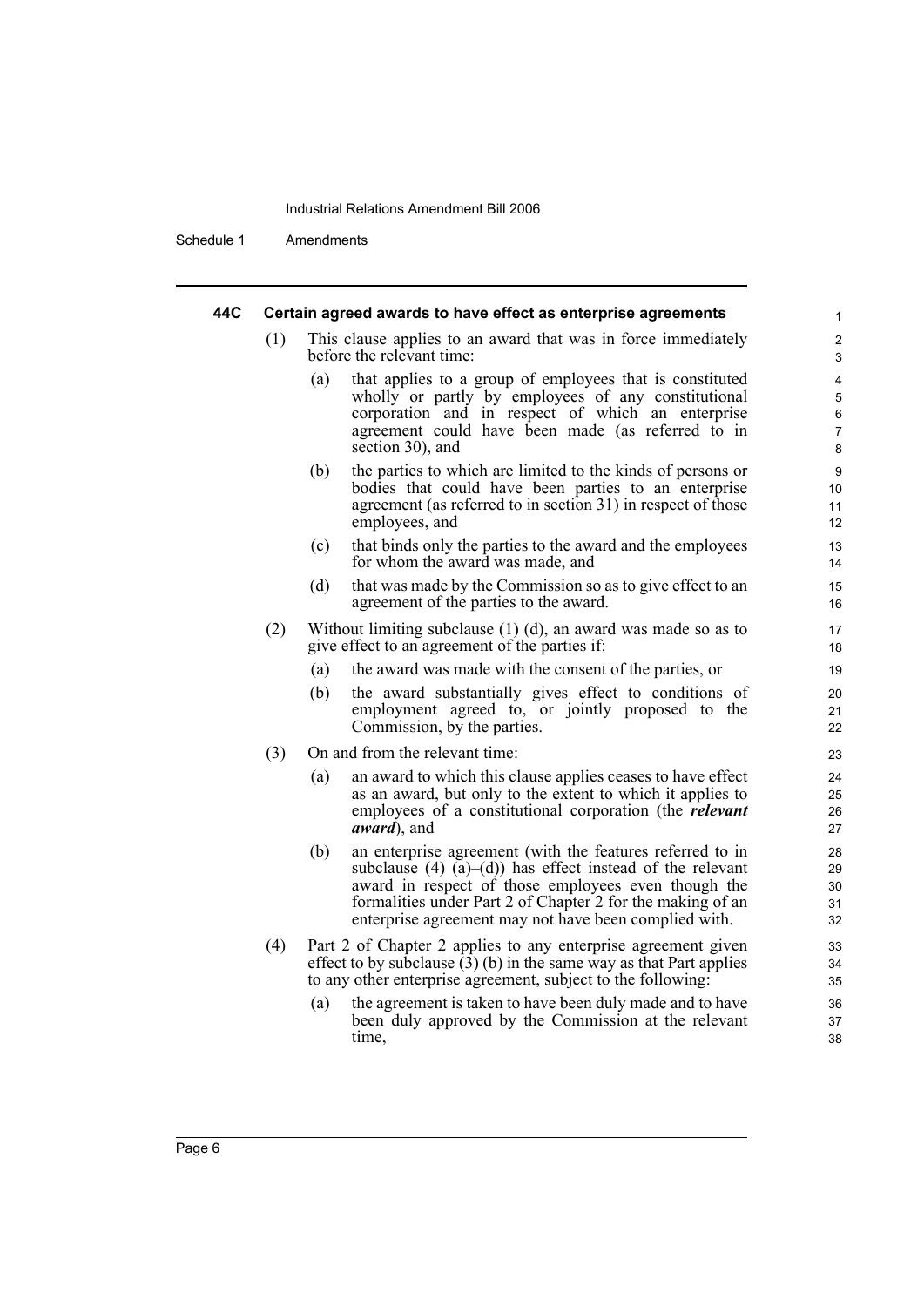#### 44C Certain agreed awards to have effect as enterprise agreements

(1) This clause applies to an award that was in force immediately before the relevant time:

(a) that applies to a group of employees that is constituted wholly or partly by employees of any constitutional corporation and in respect of which an enterprise agreement could have been made (as referred to in section 30), and

(b) the parties to which are limited to the kinds of persons or bodies that could have been parties to an enterprise agreement (as referred to in section 31) in respect of those employees, and

(c) that binds only the parties to the award and the employees for whom the award was made, and

(d) that was made by the Commission so as to give effect to an agreement of the parties to the award.

(2) Without limiting subclause (1) (d), an award was made so as to give effect to an agreement of the parties if:

(a) the award was made with the consent of the parties, or

(b) the award substantially gives effect to conditions of employment agreed to, or jointly proposed to the Commission, by the parties.

(3) On and from the relevant time:

(a) an award to which this clause applies ceases to have effect as an award, but only to the extent to which it applies to employees of a constitutional corporation (the ***relevant award***), and

(b) an enterprise agreement (with the features referred to in subclause (4) (a)–(d)) has effect instead of the relevant award in respect of those employees even though the formalities under Part 2 of Chapter 2 for the making of an enterprise agreement may not have been complied with.

(4) Part 2 of Chapter 2 applies to any enterprise agreement given effect to by subclause (3) (b) in the same way as that Part applies to any other enterprise agreement, subject to the following:

(a) the agreement is taken to have been duly made and to have been duly approved by the Commission at the relevant time,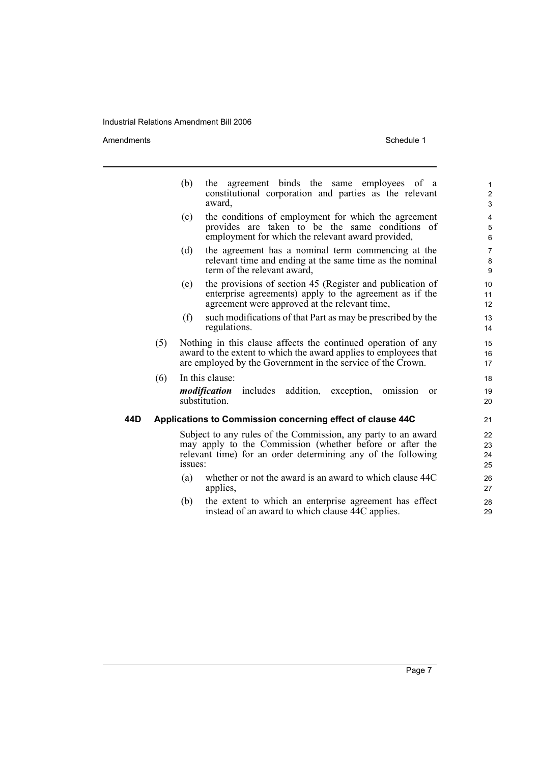(b) the agreement binds the same employees of a constitutional corporation and parties as the relevant award,

(c) the conditions of employment for which the agreement provides are taken to be the same conditions of employment for which the relevant award provided,

(d) the agreement has a nominal term commencing at the relevant time and ending at the same time as the nominal term of the relevant award,

(e) the provisions of section 45 (Register and publication of enterprise agreements) apply to the agreement as if the agreement were approved at the relevant time,

(f) such modifications of that Part as may be prescribed by the regulations.

(5) Nothing in this clause affects the continued operation of any award to the extent to which the award applies to employees that are employed by the Government in the service of the Crown.

(6) In this clause:

***modification*** includes addition, exception, omission or substitution.

**44D Applications to Commission concerning effect of clause 44C**

Subject to any rules of the Commission, any party to an award may apply to the Commission (whether before or after the relevant time) for an order determining any of the following issues:

(a) whether or not the award is an award to which clause 44C applies,

(b) the extent to which an enterprise agreement has effect instead of an award to which clause 44C applies.